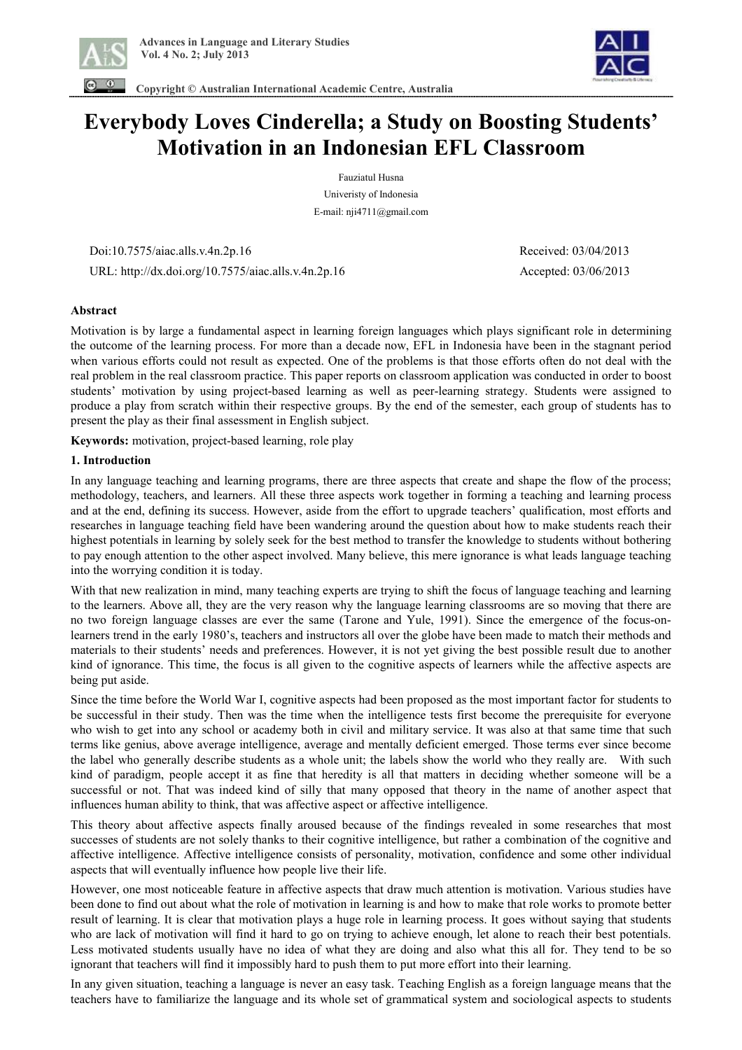# Everybody Loves Cinderella; a Study on Boosting Students' Motivation in an Indonesian EFL Classroom

Fauziatul Husna

Unieristy of Indonesia

E-mail: nji4711@gmail.com

Doi:10.7575/aiac.alls.v.4n.2p.16

URL: http://dx.doi.org/10.7575/aiac.alls.v.4n.2p.16

Received: 03/04/2013

Accepted: 03/06/2013

**Abstract**

Motivation is by large a fundamental aspect in learning foreign languages which plays significant role in determining the outcome of the learning process. For more than a decade now, EFL in Indonesia have been in the stagnant period when various efforts could not result as expected. One of the problems is that those efforts often do not deal with the real problem in the real classroom practice. This paper reports on classroom application was conducted in order to boost students' motivation by using project-based learning as well as peer-learning strategy. Students were assigned to produce a play from scratch within their respective groups. By the end of the semester, each group of students has to present the play as their final assessment in English subject.

**Keywords:** motivation, project-based learning, role play

## 1. Introduction

In any language teaching and learning programs, there are three aspects that create and shape the flow of the process; methodology, teachers, and learners. All these three aspects work together in forming a teaching and learning process and at the end, defining its success. However, aside from the effort to upgrade teachers' qualification, most efforts and researches in language teaching field have been wandering around the question about how to make students reach their highest potentials in learning by solely seek for the best method to transfer the knowledge to students without bothering to pay enough attention to the other aspect involved. Many believe, this mere ignorance is what leads language teaching into the worrying condition it is today.

With that new realization in mind, many teaching experts are trying to shift the focus of language teaching and learning to the learners. Above all, they are the very reason why the language learning classrooms are so moving that there are no two foreign language classes are ever the same (Tarone and Yule, 1991). Since the emergence of the focus-on-learners trend in the early 1980's, teachers and instructors all over the globe have been made to match their methods and materials to their students' needs and preferences. However, it is not yet giving the best possible result due to another kind of ignorance. This time, the focus is all given to the cognitive aspects of learners while the affective aspects are being put aside.

Since the time before the World War I, cognitive aspects had been proposed as the most important factor for students to be successful in their study. Then was the time when the intelligence tests first become the prerequisite for everyone who wish to get into any school or academy both in civil and military service. It was also at that same time that such terms like genius, above average intelligence, average and mentally deficient emerged. Those terms ever since become the label who generally describe students as a whole unit; the labels show the world who they really are. With such kind of paradigm, people accept it as fine that heredity is all that matters in deciding whether someone will be a successful or not. That was indeed kind of silly that many opposed that theory in the name of another aspect that influences human ability to think, that was affective aspect or affective intelligence.

This theory about affective aspects finally aroused because of the findings revealed in some researches that most successes of students are not solely thanks to their cognitive intelligence, but rather a combination of the cognitive and affective intelligence. Affective intelligence consists of personality, motivation, confidence and some other individual aspects that will eventually influence how people live their life.

However, one most noticeable feature in affective aspects that draw much attention is motivation. Various studies have been done to find out about what the role of motivation in learning is and how to make that role works to promote better result of learning. It is clear that motivation plays a huge role in learning process. It goes without saying that students who are lack of motivation will find it hard to go on trying to achieve enough, let alone to reach their best potentials. Less motivated students usually have no idea of what they are doing and also what this all for. They tend to be so ignorant that teachers will find it impossibly hard to push them to put more effort into their learning.

In any given situation, teaching a language is never an easy task. Teaching English as a foreign language means that the teachers have to familiarize the language and its whole set of grammatical system and sociological aspects to students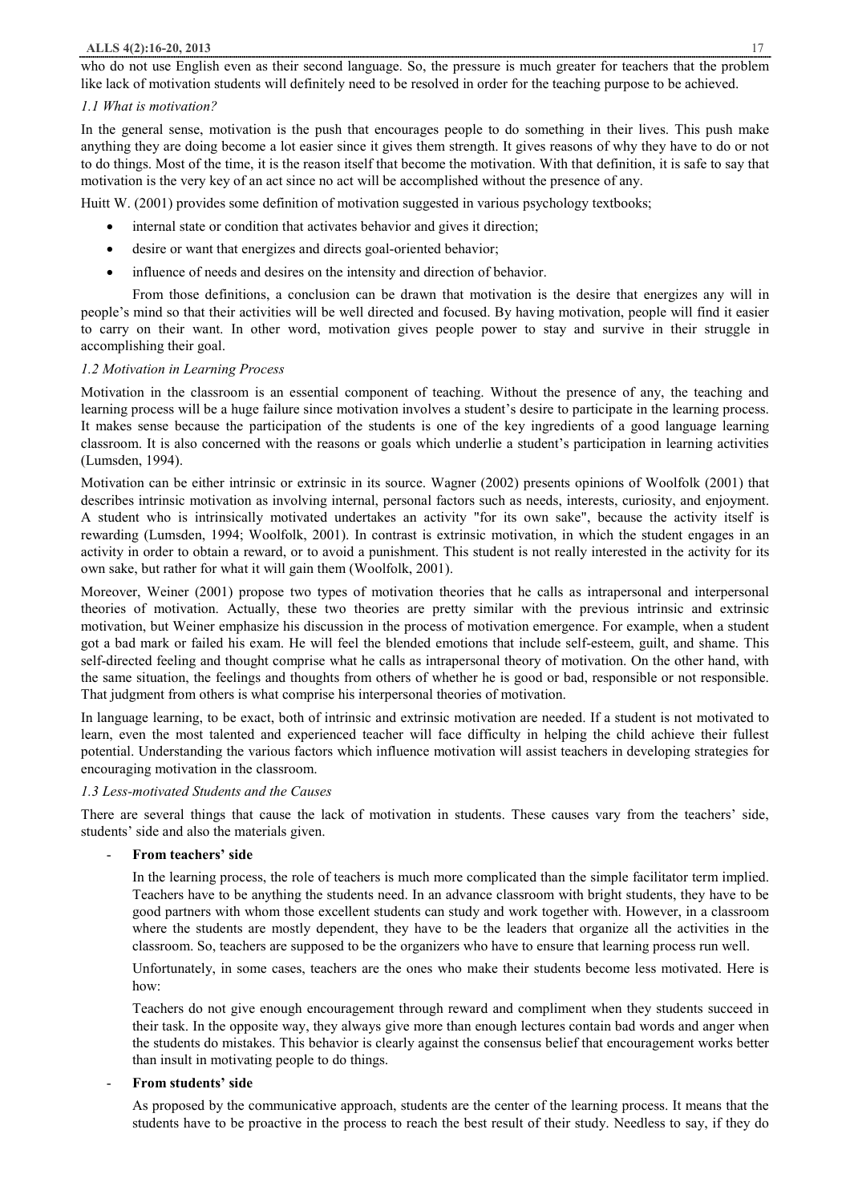who do not use English even as their second language. So, the pressure is much greater for teachers that the problem like lack of motivation students will definitely need to be resolved in order for the teaching purpose to be achieved.

### *1.1 What is motivation?*

In the general sense, motivation is the push that encourages people to do something in their lives. This push make anything they are doing become a lot easier since it gives them strength. It gives reasons of why they have to do or not to do things. Most of the time, it is the reason itself that become the motivation. With that definition, it is safe to say that motivation is the very key of an act since no act will be accomplished without the presence of any.

Huitt W. (2001) provides some definition of motivation suggested in various psychology textbooks;

- internal state or condition that activates behavior and gives it direction;
- desire or want that energizes and directs goal-oriented behavior;
- influence of needs and desires on the intensity and direction of behavior.

From those definitions, a conclusion can be drawn that motivation is the desire that energizes any will in people's mind so that their activities will be well directed and focused. By having motivation, people will find it easier to carry on their want. In other word, motivation gives people power to stay and survive in their struggle in accomplishing their goal.

### *1.2 Motivation in Learning Process*

Motivation in the classroom is an essential component of teaching. Without the presence of any, the teaching and learning process will be a huge failure since motivation involves a student's desire to participate in the learning process. It makes sense because the participation of the students is one of the key ingredients of a good language learning classroom. It is also concerned with the reasons or goals which underlie a student's participation in learning activities (Lumsden, 1994).

Motivation can be either intrinsic or extrinsic in its source. Wagner (2002) presents opinions of Woolfolk (2001) that describes intrinsic motivation as involving internal, personal factors such as needs, interests, curiosity, and enjoyment. A student who is intrinsically motivated undertakes an activity "for its own sake", because the activity itself is rewarding (Lumsden, 1994; Woolfolk, 2001). In contrast is extrinsic motivation, in which the student engages in an activity in order to obtain a reward, or to avoid a punishment. This student is not really interested in the activity for its own sake, but rather for what it will gain them (Woolfolk, 2001).

Moreover, Weiner (2001) propose two types of motivation theories that he calls as intrapersonal and interpersonal theories of motivation. Actually, these two theories are pretty similar with the previous intrinsic and extrinsic motivation, but Weiner emphasize his discussion in the process of motivation emergence. For example, when a student got a bad mark or failed his exam. He will feel the blended emotions that include self-esteem, guilt, and shame. This self-directed feeling and thought comprise what he calls as intrapersonal theory of motivation. On the other hand, with the same situation, the feelings and thoughts from others of whether he is good or bad, responsible or not responsible. That judgment from others is what comprise his interpersonal theories of motivation.

In language learning, to be exact, both of intrinsic and extrinsic motivation are needed. If a student is not motivated to learn, even the most talented and experienced teacher will face difficulty in helping the child achieve their fullest potential. Understanding the various factors which influence motivation will assist teachers in developing strategies for encouraging motivation in the classroom.

### *1.3 Less-motivated Students and the Causes*

There are several things that cause the lack of motivation in students. These causes vary from the teachers' side, students' side and also the materials given.

- **From teachers' side**

  In the learning process, the role of teachers is much more complicated than the simple facilitator term implied. Teachers have to be anything the students need. In an advance classroom with bright students, they have to be good partners with whom those excellent students can study and work together with. However, in a classroom where the students are mostly dependent, they have to be the leaders that organize all the activities in the classroom. So, teachers are supposed to be the organizers who have to ensure that learning process run well.

  Unfortunately, in some cases, teachers are the ones who make their students become less motivated. Here is how:

  Teachers do not give enough encouragement through reward and compliment when they students succeed in their task. In the opposite way, they always give more than enough lectures contain bad words and anger when the students do mistakes. This behavior is clearly against the consensus belief that encouragement works better than insult in motivating people to do things.

- **From students' side**

  As proposed by the communicative approach, students are the center of the learning process. It means that the students have to be proactive in the process to reach the best result of their study. Needless to say, if they do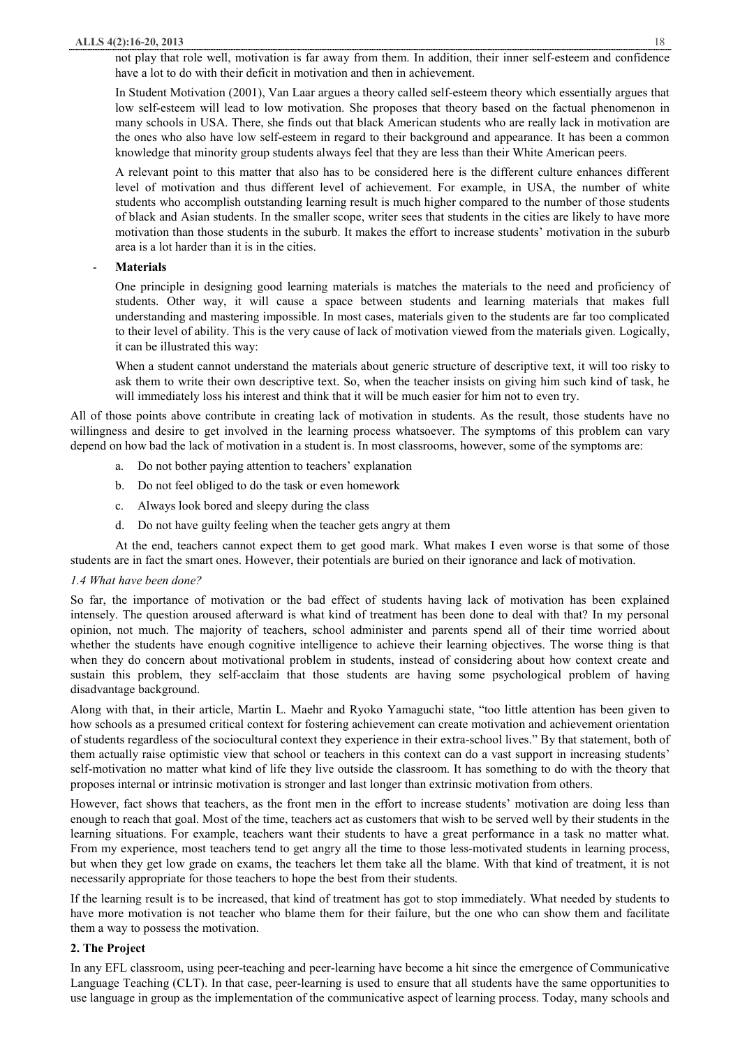not play that role well, motivation is far away from them. In addition, their inner self-esteem and confidence have a lot to do with their deficit in motivation and then in achievement.

In Student Motivation (2001), Van Laar argues a theory called self-esteem theory which essentially argues that low self-esteem will lead to low motivation. She proposes that theory based on the factual phenomenon in many schools in USA. There, she finds out that black American students who are really lack in motivation are the ones who also have low self-esteem in regard to their background and appearance. It has been a common knowledge that minority group students always feel that they are less than their White American peers.

A relevant point to this matter that also has to be considered here is the different culture enhances different level of motivation and thus different level of achievement. For example, in USA, the number of white students who accomplish outstanding learning result is much higher compared to the number of those students of black and Asian students. In the smaller scope, writer sees that students in the cities are likely to have more motivation than those students in the suburb. It makes the effort to increase students' motivation in the suburb area is a lot harder than it is in the cities.

- **Materials**

One principle in designing good learning materials is matches the materials to the need and proficiency of students. Other way, it will cause a space between students and learning materials that makes full understanding and mastering impossible. In most cases, materials given to the students are far too complicated to their level of ability. This is the very cause of lack of motivation viewed from the materials given. Logically, it can be illustrated this way:

When a student cannot understand the materials about generic structure of descriptive text, it will too risky to ask them to write their own descriptive text. So, when the teacher insists on giving him such kind of task, he will immediately loss his interest and think that it will be much easier for him not to even try.

All of those points above contribute in creating lack of motivation in students. As the result, those students have no willingness and desire to get involved in the learning process whatsoever. The symptoms of this problem can vary depend on how bad the lack of motivation in a student is. In most classrooms, however, some of the symptoms are:

a. Do not bother paying attention to teachers' explanation
b. Do not feel obliged to do the task or even homework
c. Always look bored and sleepy during the class
d. Do not have guilty feeling when the teacher gets angry at them

At the end, teachers cannot expect them to get good mark. What makes I even worse is that some of those students are in fact the smart ones. However, their potentials are buried on their ignorance and lack of motivation.

*1.4 What have been done?*

So far, the importance of motivation or the bad effect of students having lack of motivation has been explained intensely. The question aroused afterward is what kind of treatment has been done to deal with that? In my personal opinion, not much. The majority of teachers, school administer and parents spend all of their time worried about whether the students have enough cognitive intelligence to achieve their learning objectives. The worse thing is that when they do concern about motivational problem in students, instead of considering about how context create and sustain this problem, they self-acclaim that those students are having some psychological problem of having disadvantage background.

Along with that, in their article, Martin L. Maehr and Ryoko Yamaguchi state, "too little attention has been given to how schools as a presumed critical context for fostering achievement can create motivation and achievement orientation of students regardless of the sociocultural context they experience in their extra-school lives." By that statement, both of them actually raise optimistic view that school or teachers in this context can do a vast support in increasing students' self-motivation no matter what kind of life they live outside the classroom. It has something to do with the theory that proposes internal or intrinsic motivation is stronger and last longer than extrinsic motivation from others.

However, fact shows that teachers, as the front men in the effort to increase students' motivation are doing less than enough to reach that goal. Most of the time, teachers act as customers that wish to be served well by their students in the learning situations. For example, teachers want their students to have a great performance in a task no matter what. From my experience, most teachers tend to get angry all the time to those less-motivated students in learning process, but when they get low grade on exams, the teachers let them take all the blame. With that kind of treatment, it is not necessarily appropriate for those teachers to hope the best from their students.

If the learning result is to be increased, that kind of treatment has got to stop immediately. What needed by students to have more motivation is not teacher who blame them for their failure, but the one who can show them and facilitate them a way to possess the motivation.

## 2. The Project

In any EFL classroom, using peer-teaching and peer-learning have become a hit since the emergence of Communicative Language Teaching (CLT). In that case, peer-learning is used to ensure that all students have the same opportunities to use language in group as the implementation of the communicative aspect of learning process. Today, many schools and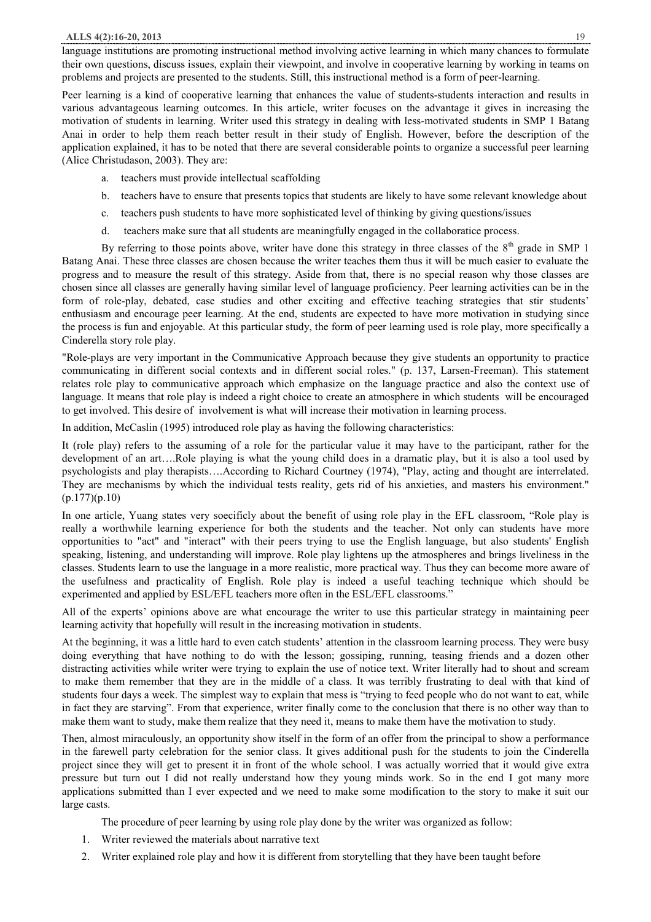language institutions are promoting instructional method involving active learning in which many chances to formulate their own questions, discuss issues, explain their viewpoint, and involve in cooperative learning by working in teams on problems and projects are presented to the students. Still, this instructional method is a form of peer-learning.

Peer learning is a kind of cooperative learning that enhances the value of students-students interaction and results in various advantageous learning outcomes. In this article, writer focuses on the advantage it gives in increasing the motivation of students in learning. Writer used this strategy in dealing with less-motivated students in SMP 1 Batang Anai in order to help them reach better result in their study of English. However, before the description of the application explained, it has to be noted that there are several considerable points to organize a successful peer learning (Alice Christudason, 2003). They are:

a. teachers must provide intellectual scaffolding
b. teachers have to ensure that presents topics that students are likely to have some relevant knowledge about
c. teachers push students to have more sophisticated level of thinking by giving questions/issues
d. teachers make sure that all students are meaningfully engaged in the collaboratice process.

By referring to those points above, writer have done this strategy in three classes of the 8th grade in SMP 1 Batang Anai. These three classes are chosen because the writer teaches them thus it will be much easier to evaluate the progress and to measure the result of this strategy. Aside from that, there is no special reason why those classes are chosen since all classes are generally having similar level of language proficiency. Peer learning activities can be in the form of role-play, debated, case studies and other exciting and effective teaching strategies that stir students' enthusiasm and encourage peer learning. At the end, students are expected to have more motivation in studying since the process is fun and enjoyable. At this particular study, the form of peer learning used is role play, more specifically a Cinderella story role play.

"Role-plays are very important in the Communicative Approach because they give students an opportunity to practice communicating in different social contexts and in different social roles." (p. 137, Larsen-Freeman). This statement relates role play to communicative approach which emphasize on the language practice and also the context use of language. It means that role play is indeed a right choice to create an atmosphere in which students will be encouraged to get involved. This desire of involvement is what will increase their motivation in learning process.

In addition, McCaslin (1995) introduced role play as having the following characteristics:

It (role play) refers to the assuming of a role for the particular value it may have to the participant, rather for the development of an art….Role playing is what the young child does in a dramatic play, but it is also a tool used by psychologists and play therapists….According to Richard Courtney (1974), "Play, acting and thought are interrelated. They are mechanisms by which the individual tests reality, gets rid of his anxieties, and masters his environment." (p.177)(p.10)

In one article, Yuang states very soecificly about the benefit of using role play in the EFL classroom, "Role play is really a worthwhile learning experience for both the students and the teacher. Not only can students have more opportunities to "act" and "interact" with their peers trying to use the English language, but also students' English speaking, listening, and understanding will improve. Role play lightens up the atmospheres and brings liveliness in the classes. Students learn to use the language in a more realistic, more practical way. Thus they can become more aware of the usefulness and practicality of English. Role play is indeed a useful teaching technique which should be experimented and applied by ESL/EFL teachers more often in the ESL/EFL classrooms."

All of the experts' opinions above are what encourage the writer to use this particular strategy in maintaining peer learning activity that hopefully will result in the increasing motivation in students.

At the beginning, it was a little hard to even catch students' attention in the classroom learning process. They were busy doing everything that have nothing to do with the lesson; gossiping, running, teasing friends and a dozen other distracting activities while writer were trying to explain the use of notice text. Writer literally had to shout and scream to make them remember that they are in the middle of a class. It was terribly frustrating to deal with that kind of students four days a week. The simplest way to explain that mess is "trying to feed people who do not want to eat, while in fact they are starving". From that experience, writer finally come to the conclusion that there is no other way than to make them want to study, make them realize that they need it, means to make them have the motivation to study.

Then, almost miraculously, an opportunity show itself in the form of an offer from the principal to show a performance in the farewell party celebration for the senior class. It gives additional push for the students to join the Cinderella project since they will get to present it in front of the whole school. I was actually worried that it would give extra pressure but turn out I did not really understand how they young minds work. So in the end I got many more applications submitted than I ever expected and we need to make some modification to the story to make it suit our large casts.

The procedure of peer learning by using role play done by the writer was organized as follow:

1. Writer reviewed the materials about narrative text
2. Writer explained role play and how it is different from storytelling that they have been taught before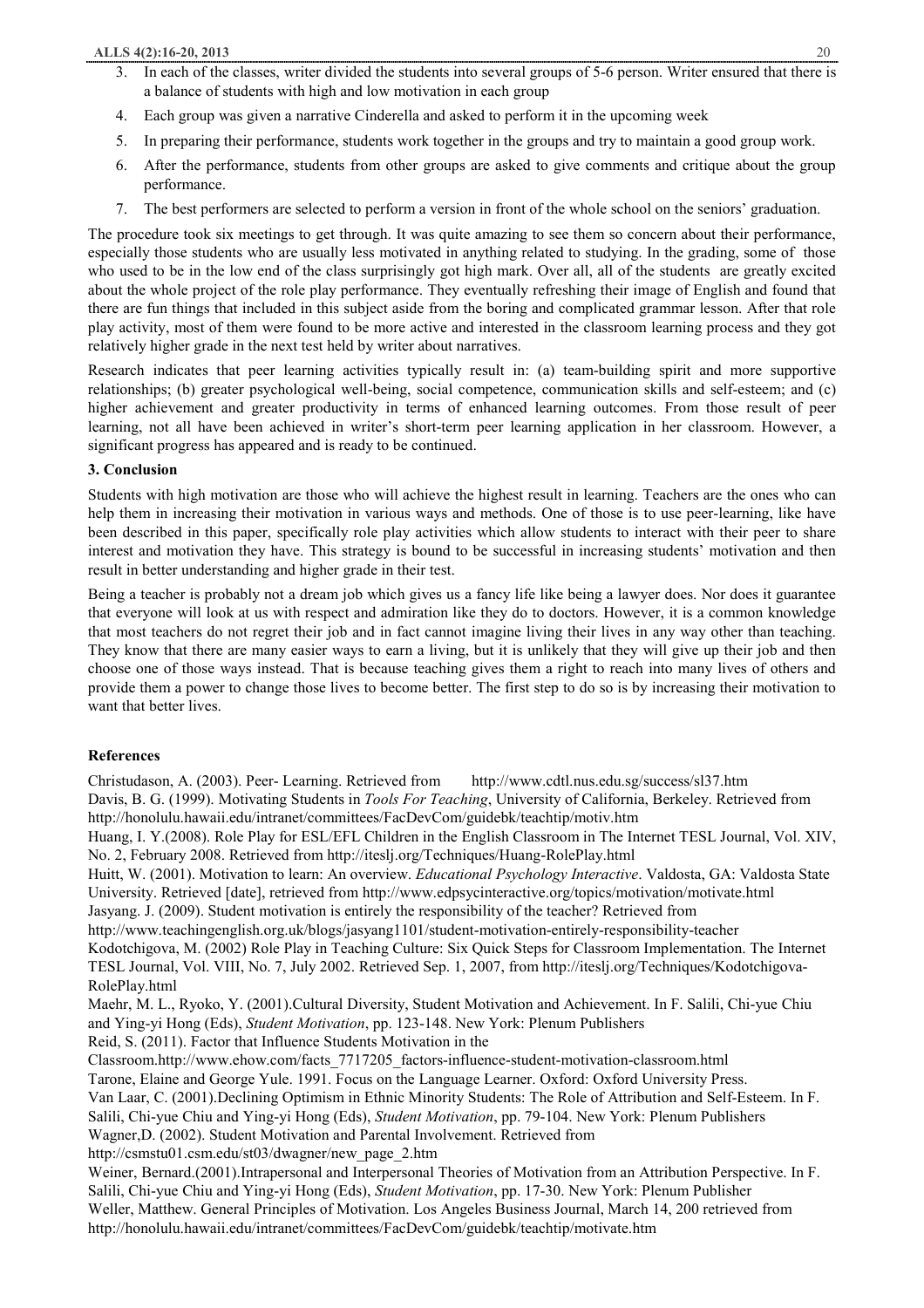3. In each of the classes, writer divided the students into several groups of 5-6 person. Writer ensured that there is a balance of students with high and low motivation in each group
4. Each group was given a narrative Cinderella and asked to perform it in the upcoming week
5. In preparing their performance, students work together in the groups and try to maintain a good group work.
6. After the performance, students from other groups are asked to give comments and critique about the group performance.
7. The best performers are selected to perform a version in front of the whole school on the seniors' graduation.

The procedure took six meetings to get through. It was quite amazing to see them so concern about their performance, especially those students who are usually less motivated in anything related to studying. In the grading, some of those who used to be in the low end of the class surprisingly got high mark. Over all, all of the students are greatly excited about the whole project of the role play performance. They eventually refreshing their image of English and found that there are fun things that included in this subject aside from the boring and complicated grammar lesson. After that role play activity, most of them were found to be more active and interested in the classroom learning process and they got relatively higher grade in the next test held by writer about narratives.

Research indicates that peer learning activities typically result in: (a) team-building spirit and more supportive relationships; (b) greater psychological well-being, social competence, communication skills and self-esteem; and (c) higher achievement and greater productivity in terms of enhanced learning outcomes. From those result of peer learning, not all have been achieved in writer's short-term peer learning application in her classroom. However, a significant progress has appeared and is ready to be continued.

## 3. Conclusion

Students with high motivation are those who will achieve the highest result in learning. Teachers are the ones who can help them in increasing their motivation in various ways and methods. One of those is to use peer-learning, like have been described in this paper, specifically role play activities which allow students to interact with their peer to share interest and motivation they have. This strategy is bound to be successful in increasing students' motivation and then result in better understanding and higher grade in their test.

Being a teacher is probably not a dream job which gives us a fancy life like being a lawyer does. Nor does it guarantee that everyone will look at us with respect and admiration like they do to doctors. However, it is a common knowledge that most teachers do not regret their job and in fact cannot imagine living their lives in any way other than teaching. They know that there are many easier ways to earn a living, but it is unlikely that they will give up their job and then choose one of those ways instead. That is because teaching gives them a right to reach into many lives of others and provide them a power to change those lives to become better. The first step to do so is by increasing their motivation to want that better lives.

## References

Christudason, A. (2003). Peer- Learning. Retrieved from http://www.cdtl.nus.edu.sg/success/sl37.htm

Davis, B. G. (1999). Motivating Students in *Tools For Teaching*, University of California, Berkeley. Retrieved from http://honolulu.hawaii.edu/intranet/committees/FacDevCom/guidebk/teachtip/motiv.htm

Huang, I. Y.(2008). Role Play for ESL/EFL Children in the English Classroom in The Internet TESL Journal, Vol. XIV, No. 2, February 2008. Retrieved from http://iteslj.org/Techniques/Huang-RolePlay.html

Huitt, W. (2001). Motivation to learn: An overview. *Educational Psychology Interactive*. Valdosta, GA: Valdosta State University. Retrieved [date], retrieved from http://www.edpsycinteractive.org/topics/motivation/motivate.html

Jasyang. J. (2009). Student motivation is entirely the responsibility of the teacher? Retrieved from http://www.teachingenglish.org.uk/blogs/jasyang1101/student-motivation-entirely-responsibility-teacher

Kodotchigova, M. (2002) Role Play in Teaching Culture: Six Quick Steps for Classroom Implementation. The Internet TESL Journal, Vol. VIII, No. 7, July 2002. Retrieved Sep. 1, 2007, from http://iteslj.org/Techniques/Kodotchigova-RolePlay.html

Maehr, M. L., Ryoko, Y. (2001).Cultural Diversity, Student Motivation and Achievement. In F. Salili, Chi-yue Chiu and Ying-yi Hong (Eds), *Student Motivation*, pp. 123-148. New York: Plenum Publishers

Reid, S. (2011). Factor that Influence Students Motivation in the Classroom.http://www.ehow.com/facts_7717205_factors-influence-student-motivation-classroom.html

Tarone, Elaine and George Yule. 1991. Focus on the Language Learner. Oxford: Oxford University Press.

Van Laar, C. (2001).Declining Optimism in Ethnic Minority Students: The Role of Attribution and Self-Esteem. In F. Salili, Chi-yue Chiu and Ying-yi Hong (Eds), *Student Motivation*, pp. 79-104. New York: Plenum Publishers

Wagner,D. (2002). Student Motivation and Parental Involvement. Retrieved from http://csmstu01.csm.edu/st03/dwagner/new_page_2.htm

Weiner, Bernard.(2001).Intrapersonal and Interpersonal Theories of Motivation from an Attribution Perspective. In F. Salili, Chi-yue Chiu and Ying-yi Hong (Eds), *Student Motivation*, pp. 17-30. New York: Plenum Publisher

Weller, Matthew. General Principles of Motivation. Los Angeles Business Journal, March 14, 200 retrieved from http://honolulu.hawaii.edu/intranet/committees/FacDevCom/guidebk/teachtip/motivate.htm